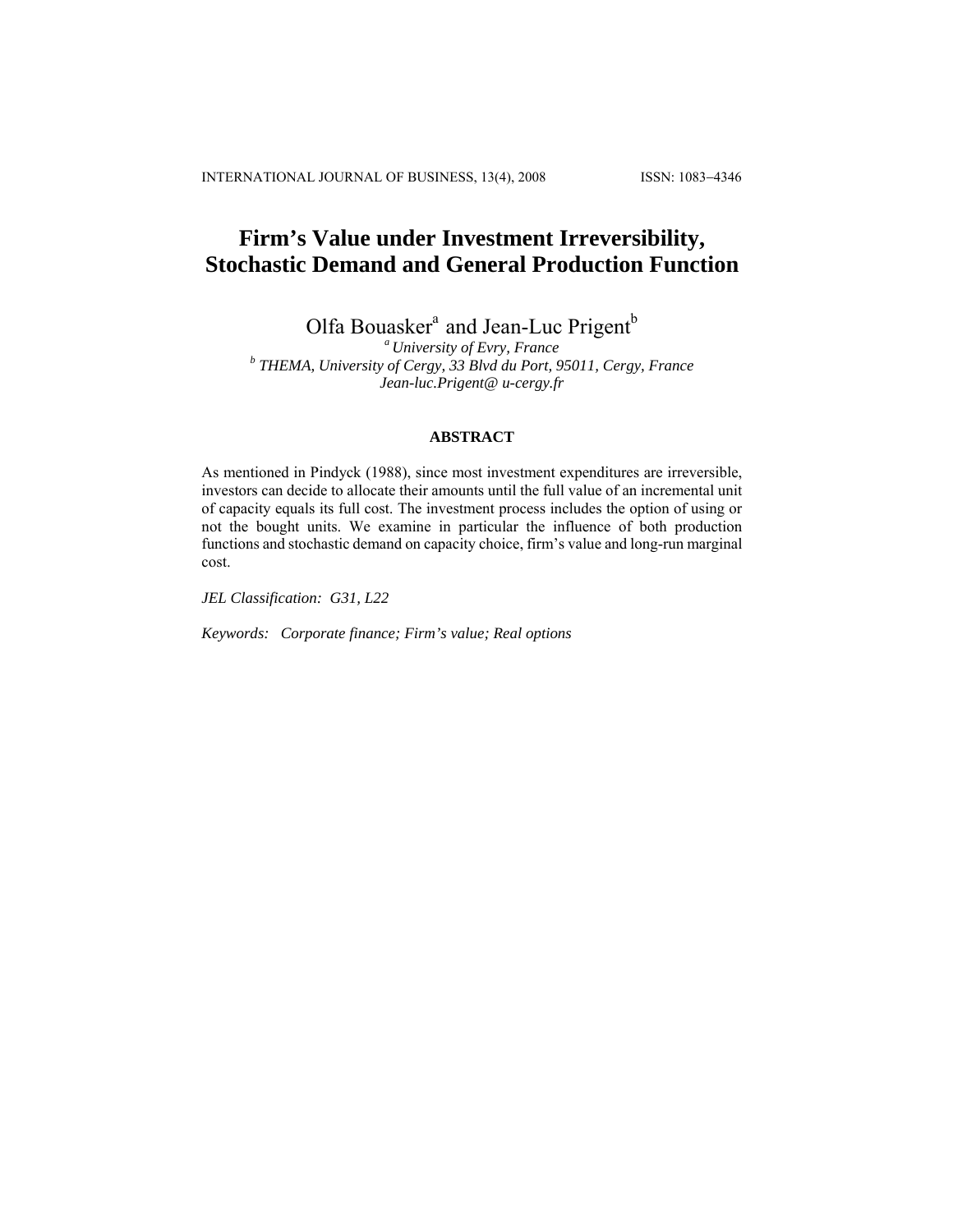# Firm's Value under Investment Irreversibility, Stochastic Demand and General Production Function

Olfa Bouasker[a] and Jean-Luc Prigent[b]

[a] *University of Evry, France*
[b] *THEMA, University of Cergy, 33 Blvd du Port, 95011, Cergy, France*
*Jean-luc.Prigent@ u-cergy.fr*

### ABSTRACT

As mentioned in Pindyck (1988), since most investment expenditures are irreversible, investors can decide to allocate their amounts until the full value of an incremental unit of capacity equals its full cost. The investment process includes the option of using or not the bought units. We examine in particular the influence of both production functions and stochastic demand on capacity choice, firm's value and long-run marginal cost.

*JEL Classification: G31, L22*

*Keywords: Corporate finance; Firm's value; Real options*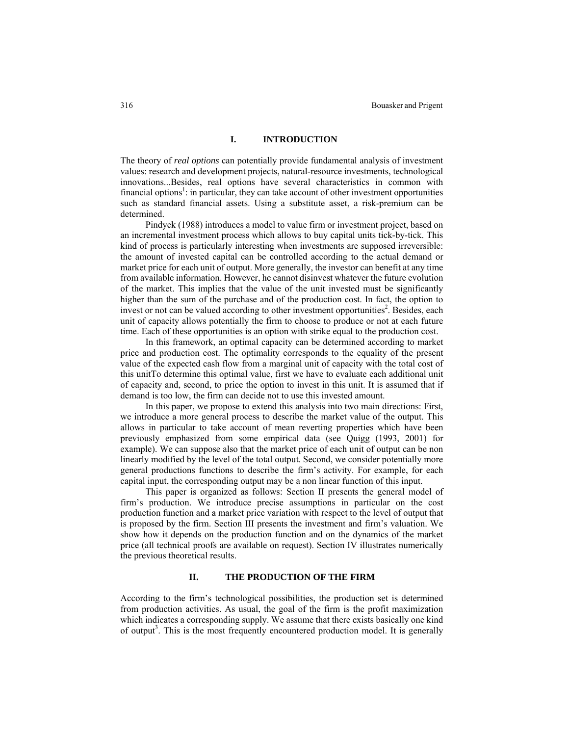## I. INTRODUCTION

The theory of *real options* can potentially provide fundamental analysis of investment values: research and development projects, natural-resource investments, technological innovations...Besides, real options have several characteristics in common with financial options[1]: in particular, they can take account of other investment opportunities such as standard financial assets. Using a substitute asset, a risk-premium can be determined.

Pindyck (1988) introduces a model to value firm or investment project, based on an incremental investment process which allows to buy capital units tick-by-tick. This kind of process is particularly interesting when investments are supposed irreversible: the amount of invested capital can be controlled according to the actual demand or market price for each unit of output. More generally, the investor can benefit at any time from available information. However, he cannot disinvest whatever the future evolution of the market. This implies that the value of the unit invested must be significantly higher than the sum of the purchase and of the production cost. In fact, the option to invest or not can be valued according to other investment opportunities[2]. Besides, each unit of capacity allows potentially the firm to choose to produce or not at each future time. Each of these opportunities is an option with strike equal to the production cost.

In this framework, an optimal capacity can be determined according to market price and production cost. The optimality corresponds to the equality of the present value of the expected cash flow from a marginal unit of capacity with the total cost of this unitTo determine this optimal value, first we have to evaluate each additional unit of capacity and, second, to price the option to invest in this unit. It is assumed that if demand is too low, the firm can decide not to use this invested amount.

In this paper, we propose to extend this analysis into two main directions: First, we introduce a more general process to describe the market value of the output. This allows in particular to take account of mean reverting properties which have been previously emphasized from some empirical data (see Quigg (1993, 2001) for example). We can suppose also that the market price of each unit of output can be non linearly modified by the level of the total output. Second, we consider potentially more general productions functions to describe the firm's activity. For example, for each capital input, the corresponding output may be a non linear function of this input.

This paper is organized as follows: Section II presents the general model of firm's production. We introduce precise assumptions in particular on the cost production function and a market price variation with respect to the level of output that is proposed by the firm. Section III presents the investment and firm's valuation. We show how it depends on the production function and on the dynamics of the market price (all technical proofs are available on request). Section IV illustrates numerically the previous theoretical results.

## II. THE PRODUCTION OF THE FIRM

According to the firm's technological possibilities, the production set is determined from production activities. As usual, the goal of the firm is the profit maximization which indicates a corresponding supply. We assume that there exists basically one kind of output[3]. This is the most frequently encountered production model. It is generally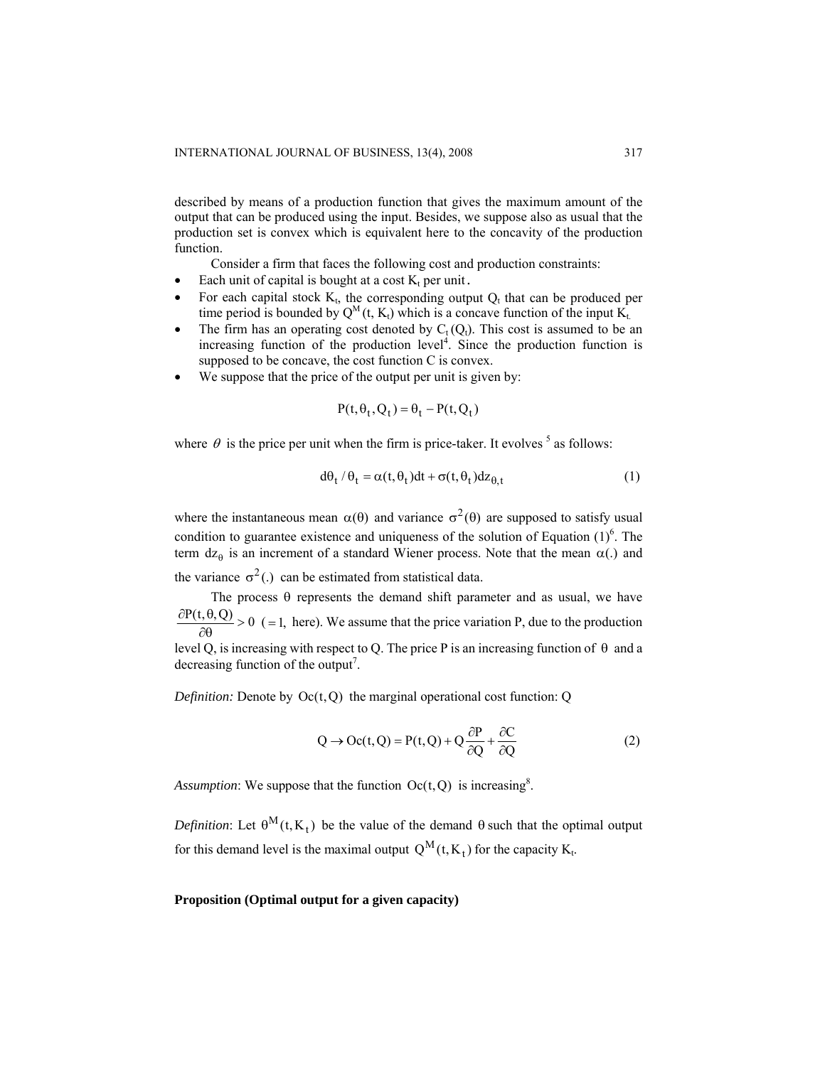described by means of a production function that gives the maximum amount of the output that can be produced using the input. Besides, we suppose also as usual that the production set is convex which is equivalent here to the concavity of the production function.

Consider a firm that faces the following cost and production constraints:

- Each unit of capital is bought at a cost $K_t$ per unit.
- For each capital stock $K_t$, the corresponding output $Q_t$ that can be produced per time period is bounded by $Q^M(t, K_t)$ which is a concave function of the input $K_t$.
- The firm has an operating cost denoted by $C_t(Q_t)$. This cost is assumed to be an increasing function of the production level[4]. Since the production function is supposed to be concave, the cost function C is convex.
- We suppose that the price of the output per unit is given by:

$$P(t, \theta_t, Q_t) = \theta_t - P(t, Q_t)$$

where $\theta$ is the price per unit when the firm is price-taker. It evolves [5] as follows:

$$d\theta_t / \theta_t = \alpha(t, \theta_t)dt + \sigma(t, \theta_t)dz_{\theta,t} \tag{1}$$

where the instantaneous mean $\alpha(\theta)$ and variance $\sigma^2(\theta)$ are supposed to satisfy usual condition to guarantee existence and uniqueness of the solution of Equation (1)[6]. The term $dz_\theta$ is an increment of a standard Wiener process. Note that the mean $\alpha(.)$ and the variance $\sigma^2(.)$ can be estimated from statistical data.

The process $\theta$ represents the demand shift parameter and as usual, we have $\frac{\partial P(t, \theta, Q)}{\partial \theta} > 0$ $(=1,$ here). We assume that the price variation P, due to the production level Q, is increasing with respect to Q. The price P is an increasing function of $\theta$ and a decreasing function of the output[7].

*Definition:* Denote by $Oc(t, Q)$ the marginal operational cost function: Q

$$Q \rightarrow Oc(t, Q) = P(t, Q) + Q\frac{\partial P}{\partial Q} + \frac{\partial C}{\partial Q} \tag{2}$$

*Assumption*: We suppose that the function $Oc(t, Q)$ is increasing[8].

*Definition*: Let $\theta^M(t, K_t)$ be the value of the demand $\theta$ such that the optimal output for this demand level is the maximal output $Q^M(t, K_t)$ for the capacity $K_t$.

**Proposition (Optimal output for a given capacity)**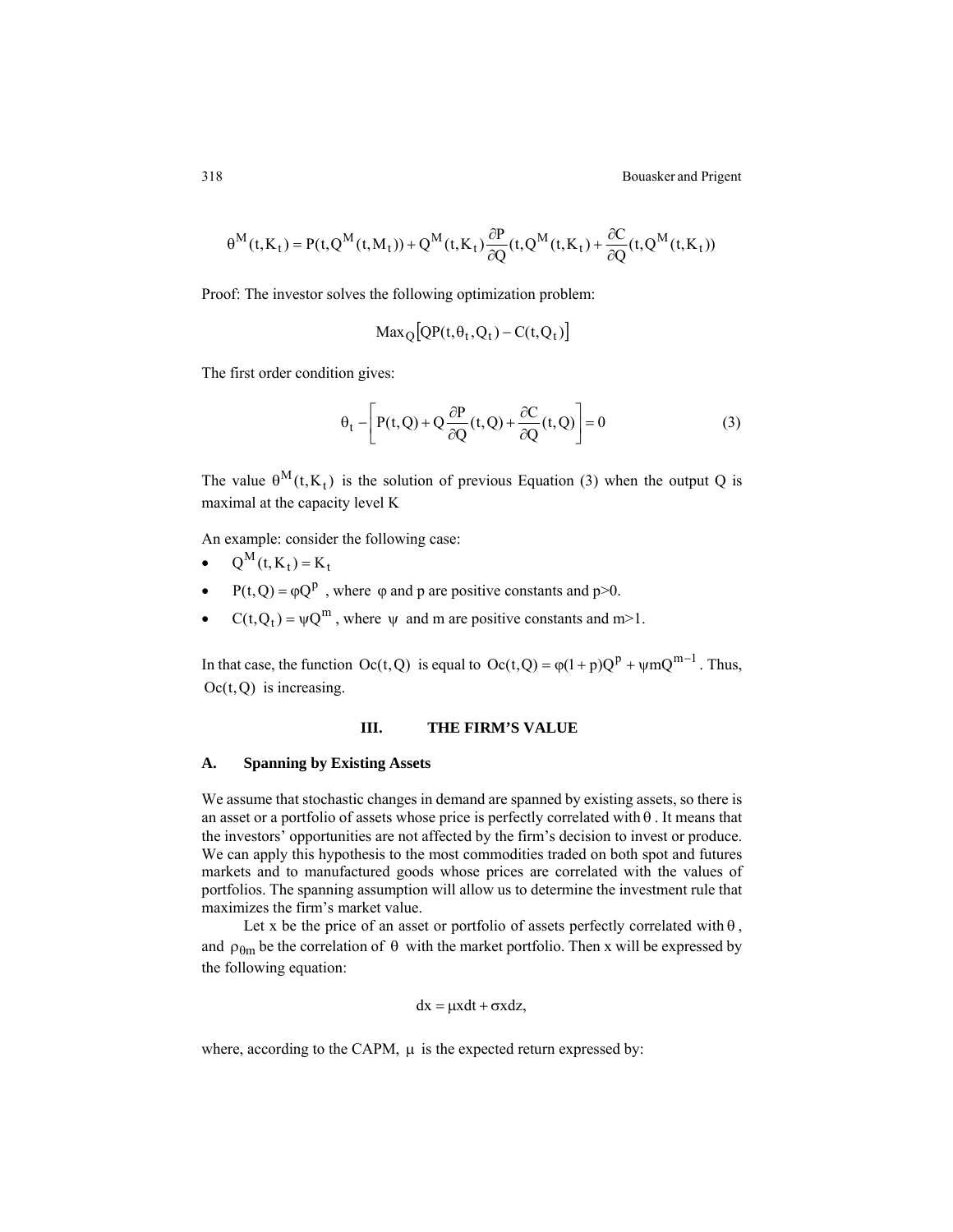$$\theta^{M}(t,K_t) = P(t,Q^{M}(t,M_t)) + Q^{M}(t,K_t)\frac{\partial P}{\partial Q}(t,Q^{M}(t,K_t) + \frac{\partial C}{\partial Q}(t,Q^{M}(t,K_t))$$

Proof: The investor solves the following optimization problem:

$$\text{Max}_Q\left[QP(t,\theta_t,Q_t) - C(t,Q_t)\right]$$

The first order condition gives:

$$\theta_t - \left[P(t,Q) + Q\frac{\partial P}{\partial Q}(t,Q) + \frac{\partial C}{\partial Q}(t,Q)\right] = 0 \tag{3}$$

The value $\theta^{M}(t,K_t)$ is the solution of previous Equation (3) when the output Q is maximal at the capacity level K

An example: consider the following case:

- $Q^{M}(t,K_t) = K_t$
- $P(t,Q) = \varphi Q^{p}$ , where $\varphi$ and p are positive constants and p>0.
- $C(t,Q_t) = \psi Q^{m}$ , where $\psi$ and m are positive constants and m>1.

In that case, the function $Oc(t,Q)$ is equal to $Oc(t,Q) = \varphi(1+p)Q^{p} + \psi m Q^{m-1}$. Thus, $Oc(t,Q)$ is increasing.

## III. THE FIRM'S VALUE

### A. Spanning by Existing Assets

We assume that stochastic changes in demand are spanned by existing assets, so there is an asset or a portfolio of assets whose price is perfectly correlated with $\theta$. It means that the investors' opportunities are not affected by the firm's decision to invest or produce. We can apply this hypothesis to the most commodities traded on both spot and futures markets and to manufactured goods whose prices are correlated with the values of portfolios. The spanning assumption will allow us to determine the investment rule that maximizes the firm's market value.

Let x be the price of an asset or portfolio of assets perfectly correlated with $\theta$, and $\rho_{\theta m}$ be the correlation of $\theta$ with the market portfolio. Then x will be expressed by the following equation:

$$dx = \mu x dt + \sigma x dz,$$

where, according to the CAPM, $\mu$ is the expected return expressed by: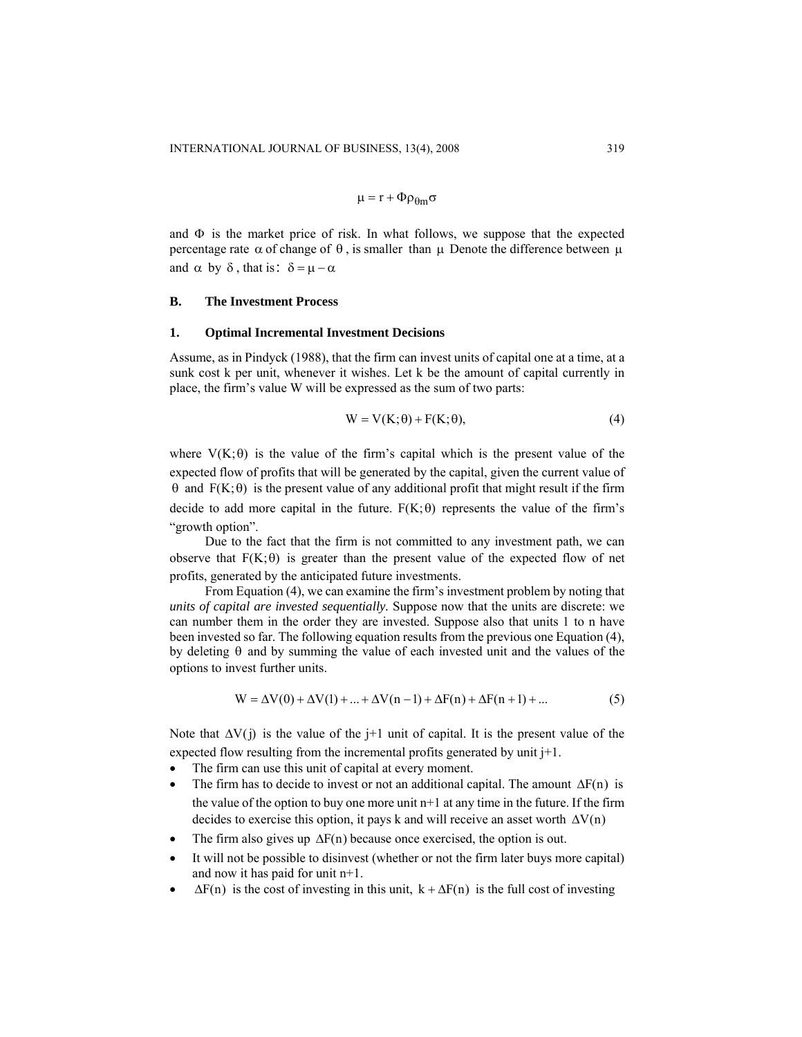$$\mu = r + \Phi\rho_{\theta m}\sigma$$

and $\Phi$ is the market price of risk. In what follows, we suppose that the expected percentage rate $\alpha$ of change of $\theta$, is smaller than $\mu$ Denote the difference between $\mu$ and $\alpha$ by $\delta$, that is: $\delta = \mu - \alpha$

### B. The Investment Process

#### 1. Optimal Incremental Investment Decisions

Assume, as in Pindyck (1988), that the firm can invest units of capital one at a time, at a sunk cost k per unit, whenever it wishes. Let k be the amount of capital currently in place, the firm's value W will be expressed as the sum of two parts:

$$W = V(K;\theta) + F(K;\theta), \tag{4}$$

where $V(K;\theta)$ is the value of the firm's capital which is the present value of the expected flow of profits that will be generated by the capital, given the current value of $\theta$ and $F(K;\theta)$ is the present value of any additional profit that might result if the firm decide to add more capital in the future. $F(K;\theta)$ represents the value of the firm's "growth option".

Due to the fact that the firm is not committed to any investment path, we can observe that $F(K;\theta)$ is greater than the present value of the expected flow of net profits, generated by the anticipated future investments.

From Equation (4), we can examine the firm's investment problem by noting that *units of capital are invested sequentially.* Suppose now that the units are discrete: we can number them in the order they are invested. Suppose also that units 1 to n have been invested so far. The following equation results from the previous one Equation (4), by deleting $\theta$ and by summing the value of each invested unit and the values of the options to invest further units.

$$W = \Delta V(0) + \Delta V(1) + \ldots + \Delta V(n-1) + \Delta F(n) + \Delta F(n+1) + \ldots \tag{5}$$

Note that $\Delta V(j)$ is the value of the j+1 unit of capital. It is the present value of the expected flow resulting from the incremental profits generated by unit j+1.

- The firm can use this unit of capital at every moment.
- The firm has to decide to invest or not an additional capital. The amount $\Delta F(n)$ is the value of the option to buy one more unit n+1 at any time in the future. If the firm decides to exercise this option, it pays k and will receive an asset worth $\Delta V(n)$
- The firm also gives up $\Delta F(n)$ because once exercised, the option is out.
- It will not be possible to disinvest (whether or not the firm later buys more capital) and now it has paid for unit n+1.
- $\Delta F(n)$ is the cost of investing in this unit, $k + \Delta F(n)$ is the full cost of investing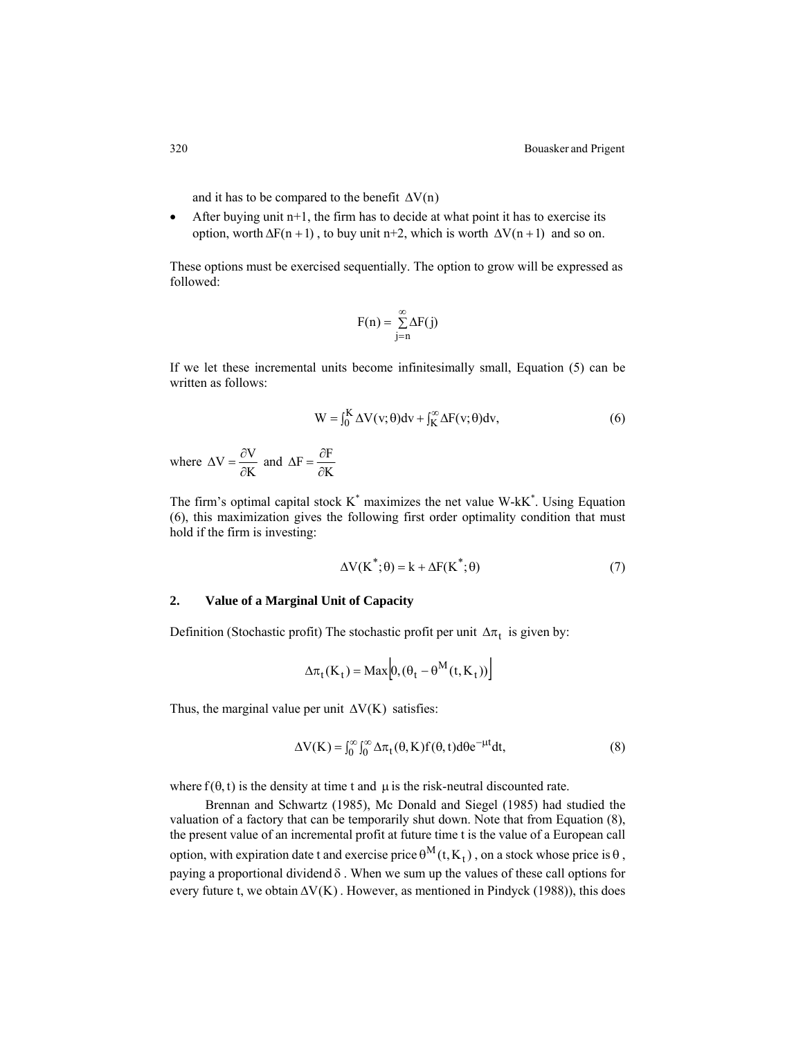and it has to be compared to the benefit $\Delta V(n)$

- After buying unit n+1, the firm has to decide at what point it has to exercise its option, worth $\Delta F(n+1)$, to buy unit n+2, which is worth $\Delta V(n+1)$ and so on.

These options must be exercised sequentially. The option to grow will be expressed as followed:

$$F(n) = \sum_{j=n}^{\infty} \Delta F(j)$$

If we let these incremental units become infinitesimally small, Equation (5) can be written as follows:

$$W = \int_0^K \Delta V(v;\theta)dv + \int_K^{\infty} \Delta F(v;\theta)dv, \tag{6}$$

where $\Delta V = \dfrac{\partial V}{\partial K}$ and $\Delta F = \dfrac{\partial F}{\partial K}$

The firm's optimal capital stock $K^*$ maximizes the net value W-k$K^*$. Using Equation (6), this maximization gives the following first order optimality condition that must hold if the firm is investing:

$$\Delta V(K^*;\theta) = k + \Delta F(K^*;\theta) \tag{7}$$

## 2. Value of a Marginal Unit of Capacity

Definition (Stochastic profit) The stochastic profit per unit $\Delta\pi_t$ is given by:

$$\Delta\pi_t(K_t) = \text{Max}\left[0, (\theta_t - \theta^M(t, K_t))\right]$$

Thus, the marginal value per unit $\Delta V(K)$ satisfies:

$$\Delta V(K) = \int_0^{\infty}\int_0^{\infty} \Delta\pi_t(\theta, K) f(\theta, t) d\theta e^{-\mu t} dt, \tag{8}$$

where $f(\theta, t)$ is the density at time t and $\mu$ is the risk-neutral discounted rate.

Brennan and Schwartz (1985), Mc Donald and Siegel (1985) had studied the valuation of a factory that can be temporarily shut down. Note that from Equation (8), the present value of an incremental profit at future time t is the value of a European call option, with expiration date t and exercise price $\theta^M(t, K_t)$, on a stock whose price is $\theta$, paying a proportional dividend $\delta$. When we sum up the values of these call options for every future t, we obtain $\Delta V(K)$. However, as mentioned in Pindyck (1988)), this does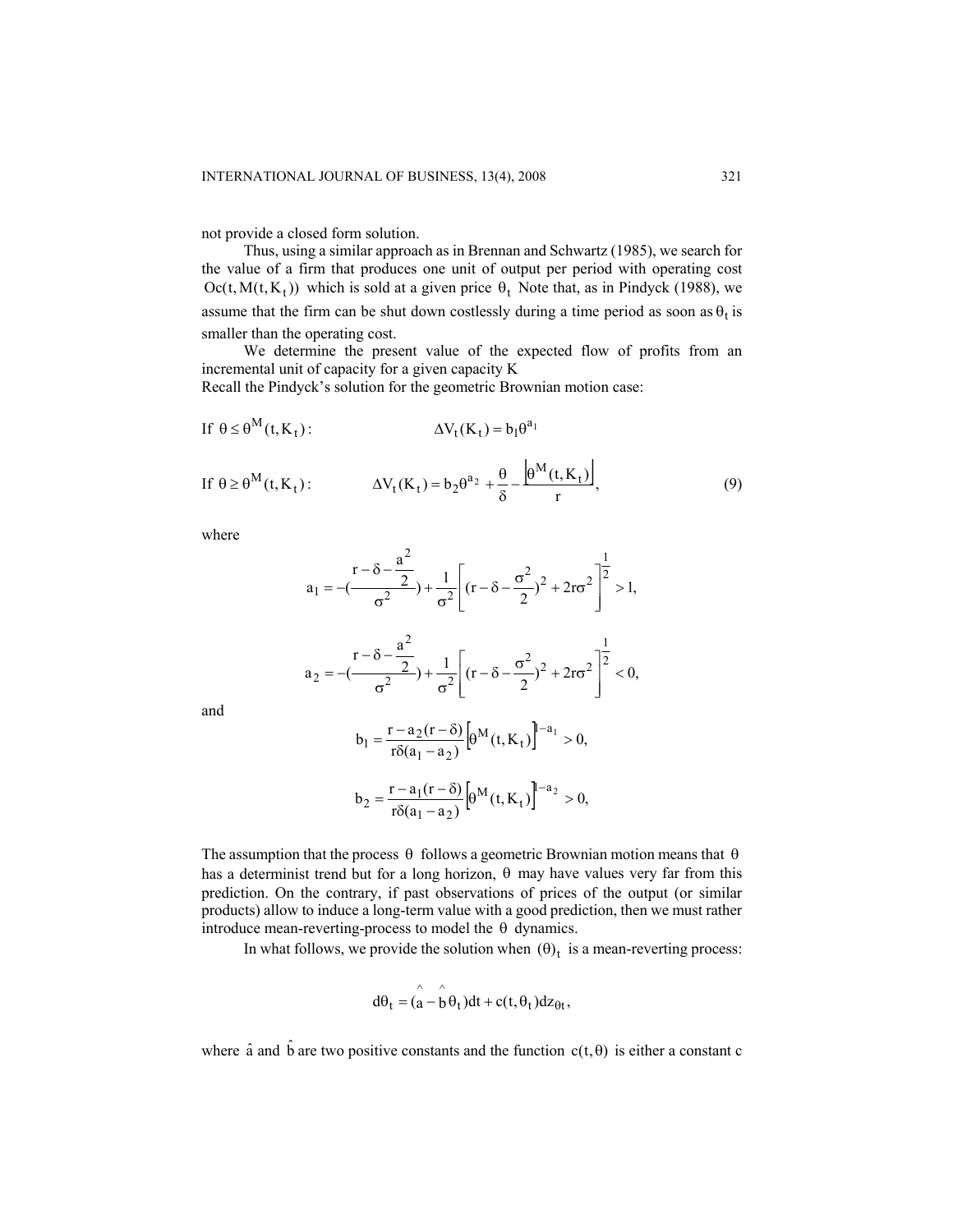not provide a closed form solution.

Thus, using a similar approach as in Brennan and Schwartz (1985), we search for the value of a firm that produces one unit of output per period with operating cost $Oc(t, M(t, K_t))$ which is sold at a given price $\theta_t$ Note that, as in Pindyck (1988), we assume that the firm can be shut down costlessly during a time period as soon as $\theta_t$ is smaller than the operating cost.

We determine the present value of the expected flow of profits from an incremental unit of capacity for a given capacity K

Recall the Pindyck's solution for the geometric Brownian motion case:

$$\text{If } \theta \leq \theta^M(t, K_t): \qquad \Delta V_t(K_t) = b_1 \theta^{a_1}$$

$$\text{If } \theta \geq \theta^M(t, K_t): \qquad \Delta V_t(K_t) = b_2 \theta^{a_2} + \frac{\theta}{\delta} - \frac{\left|\theta^M(t, K_t)\right|}{r}, \tag{9}$$

where

$$a_1 = -\left(\frac{r - \delta - \frac{a^2}{2}}{\sigma^2}\right) + \frac{1}{\sigma^2}\left[(r - \delta - \frac{\sigma^2}{2})^2 + 2r\sigma^2\right]^{\frac{1}{2}} > 1,$$

$$a_2 = -\left(\frac{r - \delta - \frac{a^2}{2}}{\sigma^2}\right) + \frac{1}{\sigma^2}\left[(r - \delta - \frac{\sigma^2}{2})^2 + 2r\sigma^2\right]^{\frac{1}{2}} < 0,$$

and

$$b_1 = \frac{r - a_2(r - \delta)}{r\delta(a_1 - a_2)}\left[\theta^M(t, K_t)\right]^{1 - a_1} > 0,$$

$$b_2 = \frac{r - a_1(r - \delta)}{r\delta(a_1 - a_2)}\left[\theta^M(t, K_t)\right]^{1 - a_2} > 0,$$

The assumption that the process $\theta$ follows a geometric Brownian motion means that $\theta$ has a determinist trend but for a long horizon, $\theta$ may have values very far from this prediction. On the contrary, if past observations of prices of the output (or similar products) allow to induce a long-term value with a good prediction, then we must rather introduce mean-reverting-process to model the $\theta$ dynamics.

In what follows, we provide the solution when $(\theta)_t$ is a mean-reverting process:

$$d\theta_t = (\hat{a} - \hat{b}\theta_t)dt + c(t, \theta_t)dz_{\theta t},$$

where $\hat{a}$ and $\hat{b}$ are two positive constants and the function $c(t, \theta)$ is either a constant c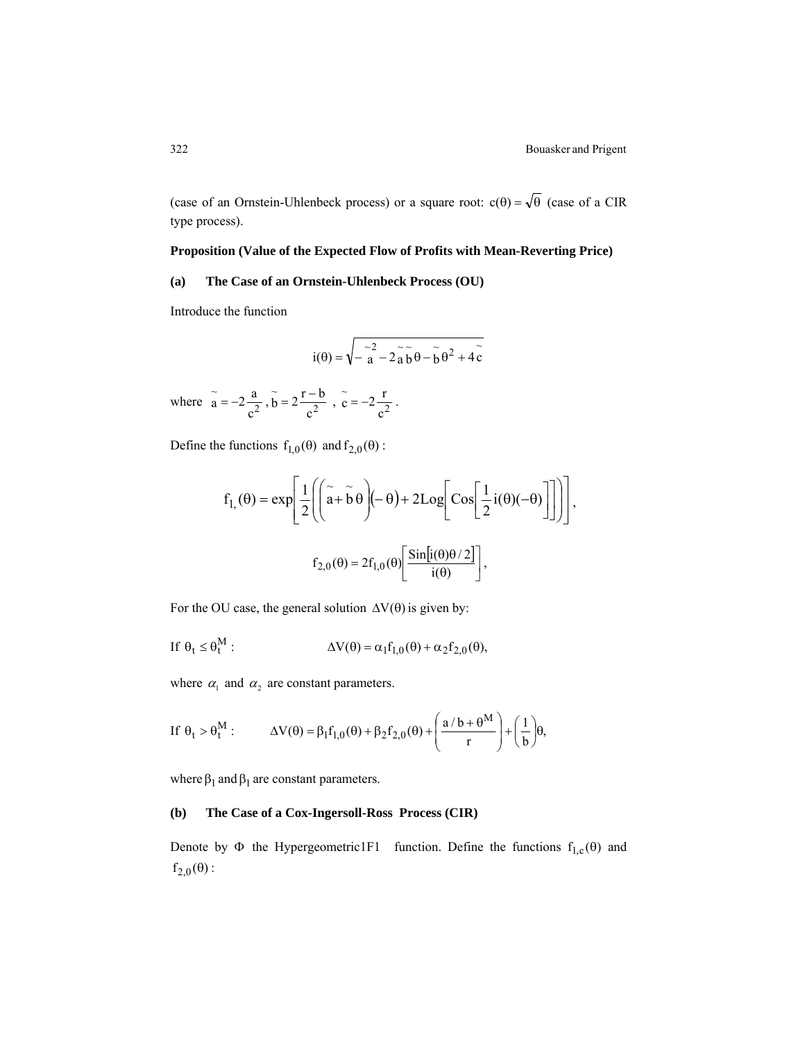(case of an Ornstein-Uhlenbeck process) or a square root: $c(\theta) = \sqrt{\theta}$ (case of a CIR type process).

**Proposition (Value of the Expected Flow of Profits with Mean-Reverting Price)**

**(a) The Case of an Ornstein-Uhlenbeck Process (OU)**

Introduce the function

$$i(\theta) = \sqrt{-\tilde{a}^2 - 2\tilde{a}\tilde{b}\theta - \tilde{b}\theta^2 + 4\tilde{c}}$$

where $\tilde{a} = -2\dfrac{a}{c^2}$, $\tilde{b} = 2\dfrac{r-b}{c^2}$ , $\tilde{c} = -2\dfrac{r}{c^2}$.

Define the functions $f_{1,0}(\theta)$ and $f_{2,0}(\theta)$ :

$$f_{1,}(\theta) = \exp\left[\frac{1}{2}\left(\left(\tilde{a} + \tilde{b}\theta\right)\left(-\theta\right) + 2\mathrm{Log}\left[\mathrm{Cos}\left[\frac{1}{2}i(\theta)(-\theta)\right]\right]\right)\right],$$

$$f_{2,0}(\theta) = 2f_{1,0}(\theta)\left[\frac{\mathrm{Sin}\left[i(\theta)\theta/2\right]}{i(\theta)}\right],$$

For the OU case, the general solution $\Delta V(\theta)$ is given by:

If $\theta_t \leq \theta_t^M$ : $$\Delta V(\theta) = \alpha_1 f_{1,0}(\theta) + \alpha_2 f_{2,0}(\theta),$$

where $\alpha_1$ and $\alpha_2$ are constant parameters.

If $\theta_t > \theta_t^M$ : $$\Delta V(\theta) = \beta_1 f_{1,0}(\theta) + \beta_2 f_{2,0}(\theta) + \left(\frac{a/b + \theta^M}{r}\right) + \left(\frac{1}{b}\right)\theta,$$

where $\beta_1$ and $\beta_1$ are constant parameters.

**(b) The Case of a Cox-Ingersoll-Ross Process (CIR)**

Denote by $\Phi$ the Hypergeometric1F1 function. Define the functions $f_{1,c}(\theta)$ and $f_{2,0}(\theta)$ :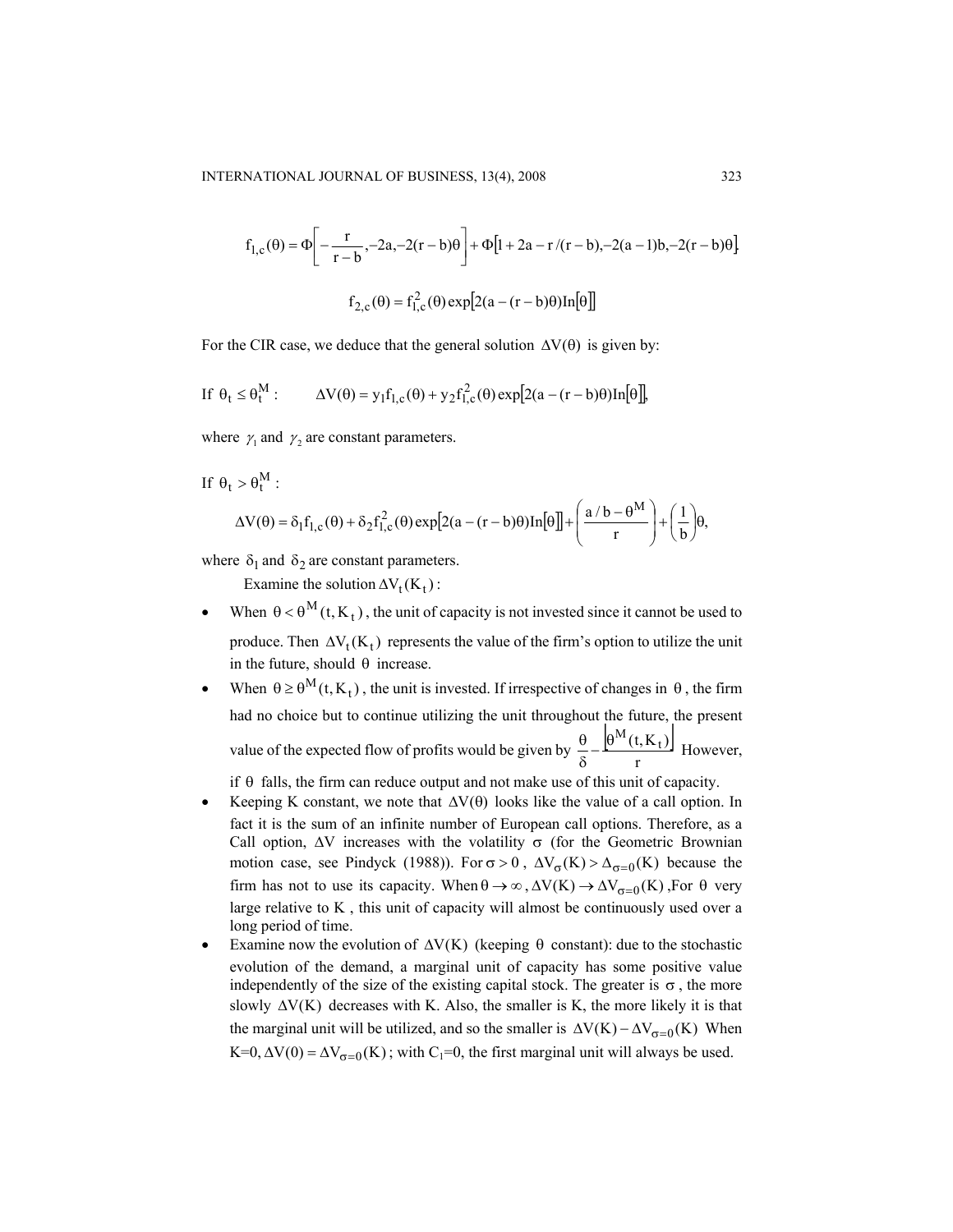$$f_{1,c}(\theta) = \Phi\left[-\frac{r}{r-b}, -2a, -2(r-b)\theta\right] + \Phi[1 + 2a - r/(r-b), -2(a-1)b, -2(r-b)\theta].$$

$$f_{2,c}(\theta) = f_{1,c}^{2}(\theta)\exp[2(a-(r-b)\theta)\text{In}[\theta]]$$

For the CIR case, we deduce that the general solution $\Delta V(\theta)$ is given by:

If $\theta_t \leq \theta_t^M$ : $\qquad \Delta V(\theta) = y_1 f_{1,c}(\theta) + y_2 f_{1,c}^2(\theta)\exp[2(a-(r-b)\theta)\text{In}[\theta]],$

where $\gamma_1$ and $\gamma_2$ are constant parameters.

If $\theta_t > \theta_t^M$ :

$$\Delta V(\theta) = \delta_1 f_{1,c}(\theta) + \delta_2 f_{1,c}^2(\theta)\exp[2(a-(r-b)\theta)\text{In}[\theta]] + \left(\frac{a/b - \theta^M}{r}\right) + \left(\frac{1}{b}\right)\theta,$$

where $\delta_1$ and $\delta_2$ are constant parameters.

Examine the solution $\Delta V_t(K_t)$ :

- When $\theta < \theta^M(t, K_t)$ , the unit of capacity is not invested since it cannot be used to produce. Then $\Delta V_t(K_t)$ represents the value of the firm's option to utilize the unit in the future, should $\theta$ increase.
- When $\theta \geq \theta^M(t, K_t)$ , the unit is invested. If irrespective of changes in $\theta$ , the firm had no choice but to continue utilizing the unit throughout the future, the present value of the expected flow of profits would be given by $\frac{\theta}{\delta} - \frac{\lfloor \theta^M(t, K_t) \rfloor}{r}$ However, if $\theta$ falls, the firm can reduce output and not make use of this unit of capacity.
- Keeping K constant, we note that $\Delta V(\theta)$ looks like the value of a call option. In fact it is the sum of an infinite number of European call options. Therefore, as a Call option, $\Delta V$ increases with the volatility $\sigma$ (for the Geometric Brownian motion case, see Pindyck (1988)). For $\sigma > 0$ , $\Delta V_\sigma(K) > \Delta_{\sigma=0}(K)$ because the firm has not to use its capacity. When $\theta \to \infty$ , $\Delta V(K) \to \Delta V_{\sigma=0}(K)$ ,For $\theta$ very large relative to K , this unit of capacity will almost be continuously used over a long period of time.
- Examine now the evolution of $\Delta V(K)$ (keeping $\theta$ constant): due to the stochastic evolution of the demand, a marginal unit of capacity has some positive value independently of the size of the existing capital stock. The greater is $\sigma$ , the more slowly $\Delta V(K)$ decreases with K. Also, the smaller is K, the more likely it is that the marginal unit will be utilized, and so the smaller is $\Delta V(K) - \Delta V_{\sigma=0}(K)$ When K=0, $\Delta V(0) = \Delta V_{\sigma=0}(K)$ ; with $C_1$=0, the first marginal unit will always be used.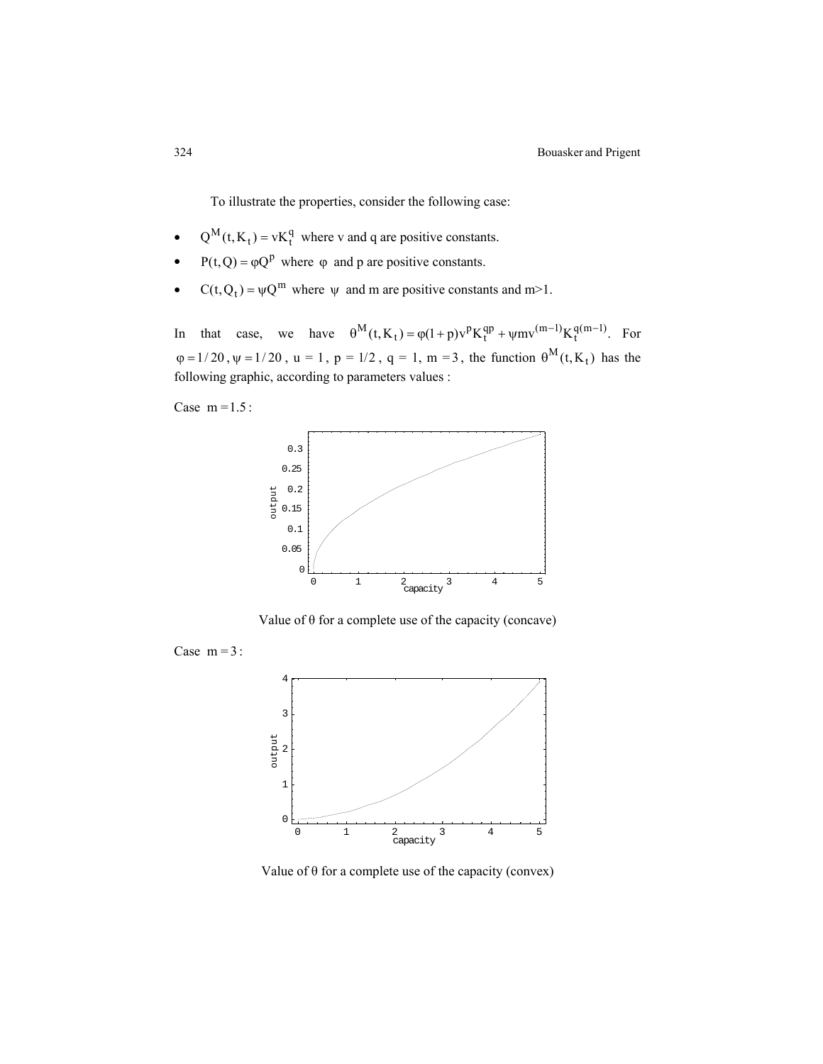To illustrate the properties, consider the following case:

- $Q^M(t, K_t) = vK_t^q$ where v and q are positive constants.
- $P(t, Q) = \varphi Q^p$ where $\varphi$ and p are positive constants.
- $C(t, Q_t) = \psi Q^m$ where $\psi$ and m are positive constants and m>1.

In that case, we have $\theta^M(t, K_t) = \varphi(1+p)v^p K_t^{qp} + \psi m v^{(m-1)} K_t^{q(m-1)}$. For $\varphi = 1/20$, $\psi = 1/20$, u = 1, p = 1/2, q = 1, m = 3, the function $\theta^M(t, K_t)$ has the following graphic, according to parameters values :

Case $m = 1.5$:

Value of θ for a complete use of the capacity (concave)

Case $m = 3$:

Value of θ for a complete use of the capacity (convex)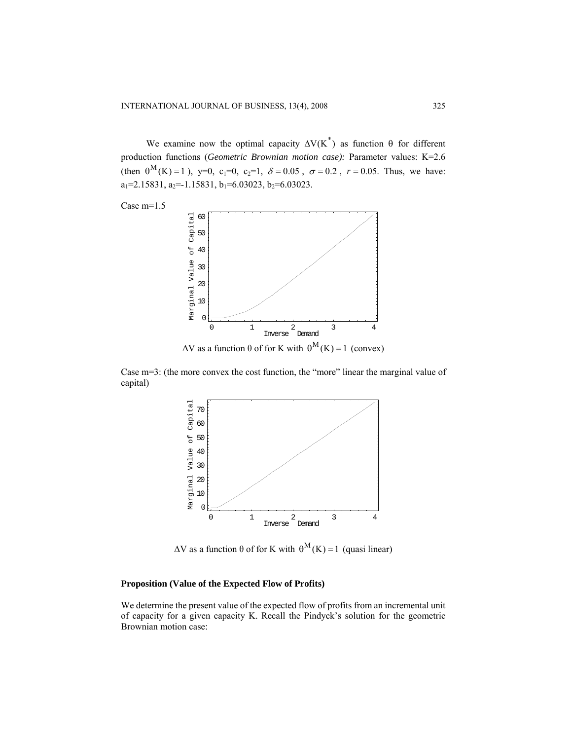We examine now the optimal capacity $\Delta V(K^*)$ as function $\theta$ for different production functions (*Geometric Brownian motion case):* Parameter values: K=2.6 (then $\theta^M(K)=1$), y=0, $c_1$=0, $c_2$=1, $\delta = 0.05$, $\sigma = 0.2$, $r = 0.05$. Thus, we have: $a_1$=2.15831, $a_2$=-1.15831, $b_1$=6.03023, $b_2$=6.03023.

Case m=1.5

$\Delta V$ as a function $\theta$ of for K with $\theta^M(K)=1$ (convex)

Case m=3: (the more convex the cost function, the "more" linear the marginal value of capital)

$\Delta V$ as a function $\theta$ of for K with $\theta^M(K)=1$ (quasi linear)

**Proposition (Value of the Expected Flow of Profits)**

We determine the present value of the expected flow of profits from an incremental unit of capacity for a given capacity K. Recall the Pindyck's solution for the geometric Brownian motion case: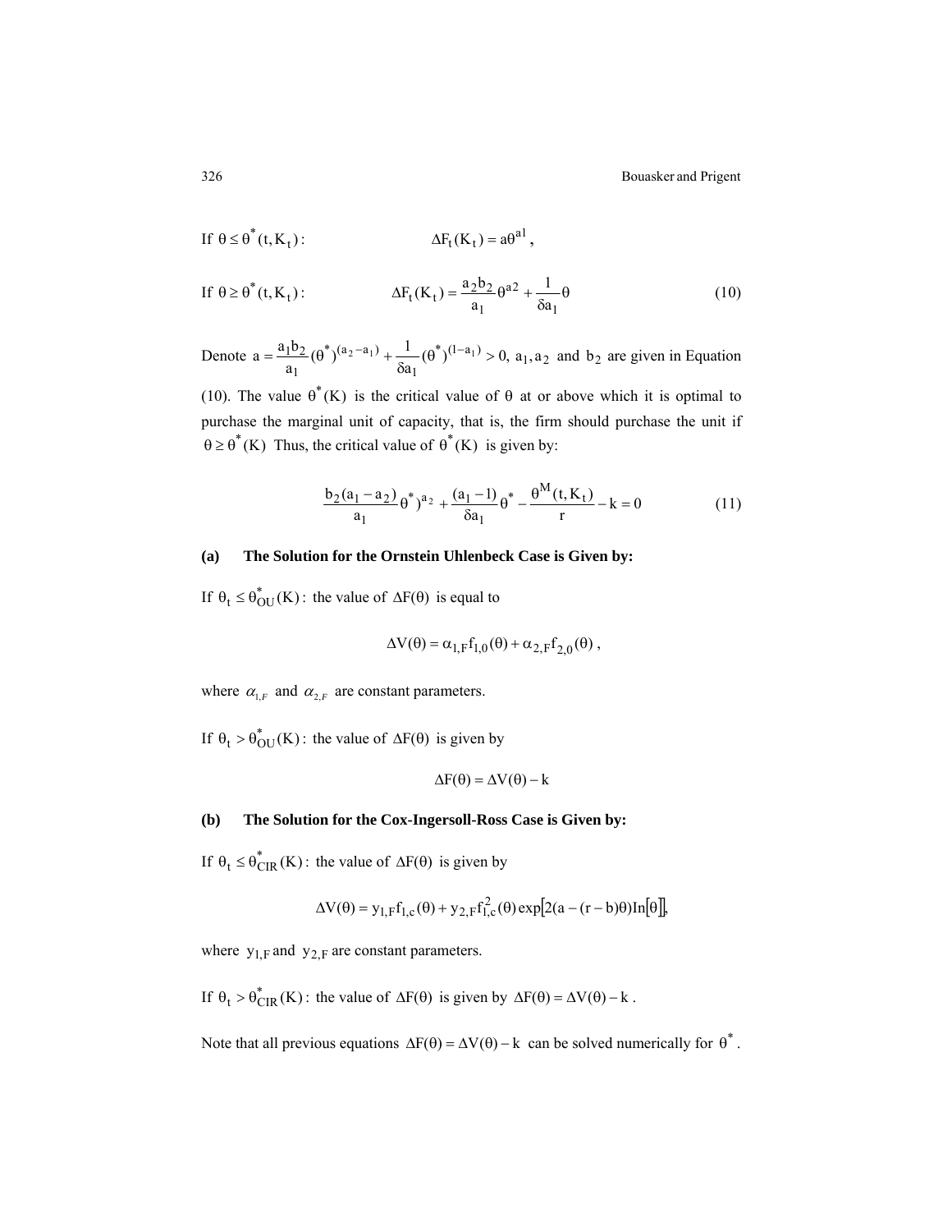If $\theta \leq \theta^*(t, K_t)$: $$\Delta F_t(K_t) = a\theta^{a1},$$

If $\theta \geq \theta^*(t, K_t)$: $$\Delta F_t(K_t) = \frac{a_2 b_2}{a_1}\theta^{a2} + \frac{1}{\delta a_1}\theta \tag{10}$$

Denote $a = \frac{a_1 b_2}{a_1}(\theta^*)^{(a_2 - a_1)} + \frac{1}{\delta a_1}(\theta^*)^{(1-a_1)} > 0$, $a_1, a_2$ and $b_2$ are given in Equation (10). The value $\theta^*(K)$ is the critical value of $\theta$ at or above which it is optimal to purchase the marginal unit of capacity, that is, the firm should purchase the unit if $\theta \geq \theta^*(K)$ Thus, the critical value of $\theta^*(K)$ is given by:

$$\frac{b_2(a_1 - a_2)}{a_1}\theta^*)^{a_2} + \frac{(a_1 - 1)}{\delta a_1}\theta^* - \frac{\theta^M(t, K_t)}{r} - k = 0 \tag{11}$$

**(a) The Solution for the Ornstein Uhlenbeck Case is Given by:**

If $\theta_t \leq \theta^*_{OU}(K)$: the value of $\Delta F(\theta)$ is equal to

$$\Delta V(\theta) = \alpha_{1,F} f_{1,0}(\theta) + \alpha_{2,F} f_{2,0}(\theta),$$

where $\alpha_{1,F}$ and $\alpha_{2,F}$ are constant parameters.

If $\theta_t > \theta^*_{OU}(K)$: the value of $\Delta F(\theta)$ is given by

$$\Delta F(\theta) = \Delta V(\theta) - k$$

**(b) The Solution for the Cox-Ingersoll-Ross Case is Given by:**

If $\theta_t \leq \theta^*_{CIR}(K)$: the value of $\Delta F(\theta)$ is given by

$$\Delta V(\theta) = y_{1,F} f_{1,c}(\theta) + y_{2,F} f^2_{1,c}(\theta)\exp[2(a - (r - b)\theta)\text{In}[\theta]],$$

where $y_{1,F}$ and $y_{2,F}$ are constant parameters.

If $\theta_t > \theta^*_{CIR}(K)$: the value of $\Delta F(\theta)$ is given by $\Delta F(\theta) = \Delta V(\theta) - k$.

Note that all previous equations $\Delta F(\theta) = \Delta V(\theta) - k$ can be solved numerically for $\theta^*$.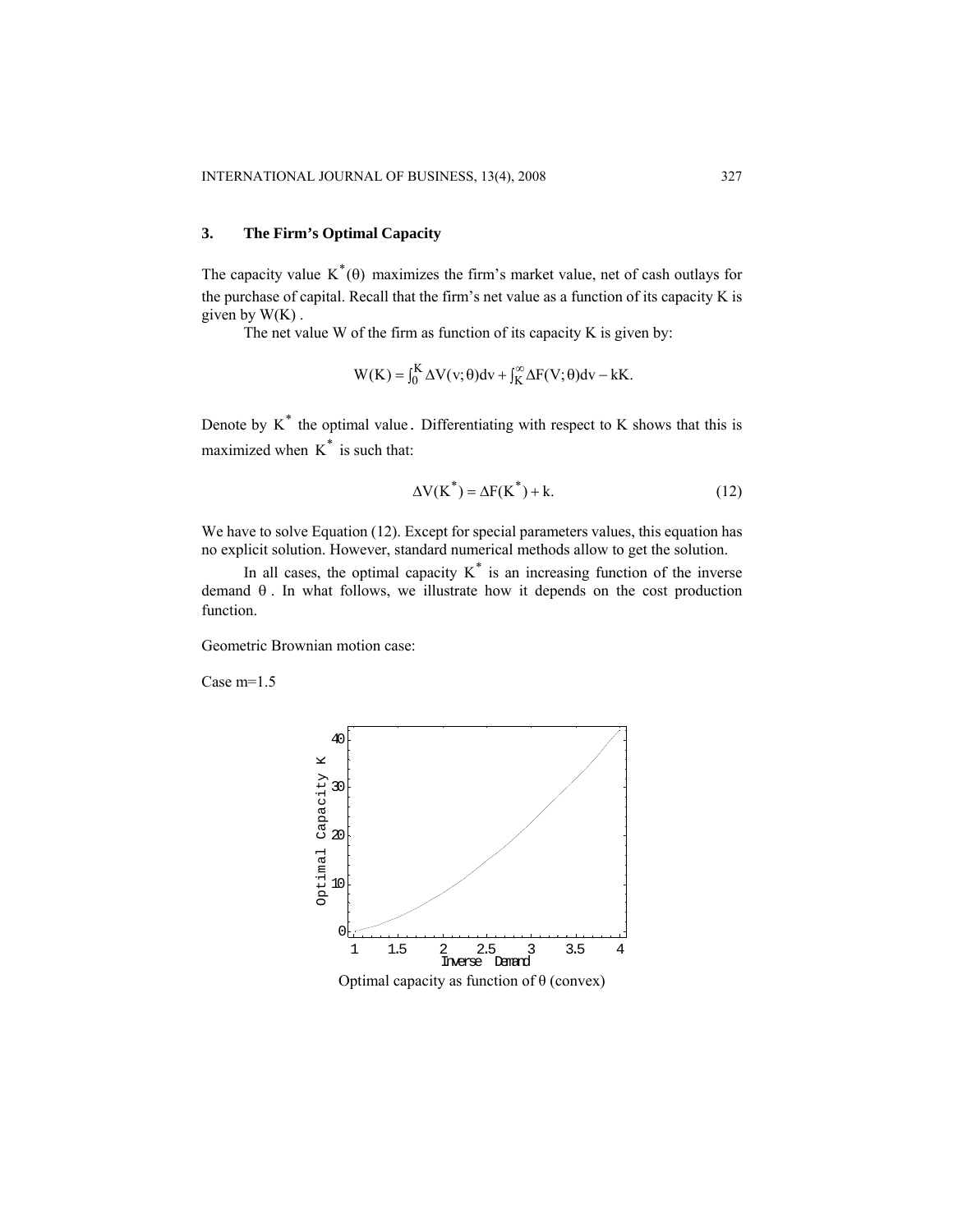## 3. The Firm's Optimal Capacity

The capacity value $K^*(\theta)$ maximizes the firm's market value, net of cash outlays for the purchase of capital. Recall that the firm's net value as a function of its capacity K is given by $W(K)$.

The net value W of the firm as function of its capacity K is given by:

$$W(K) = \int_0^K \Delta V(v;\theta)dv + \int_K^\infty \Delta F(V;\theta)dv - kK.$$

Denote by $K^*$ the optimal value. Differentiating with respect to K shows that this is maximized when $K^*$ is such that:

$$\Delta V(K^*) = \Delta F(K^*) + k. \tag{12}$$

We have to solve Equation (12). Except for special parameters values, this equation has no explicit solution. However, standard numerical methods allow to get the solution.

In all cases, the optimal capacity $K^*$ is an increasing function of the inverse demand $\theta$. In what follows, we illustrate how it depends on the cost production function.

Geometric Brownian motion case:

Case m=1.5

Optimal capacity as function of $\theta$ (convex)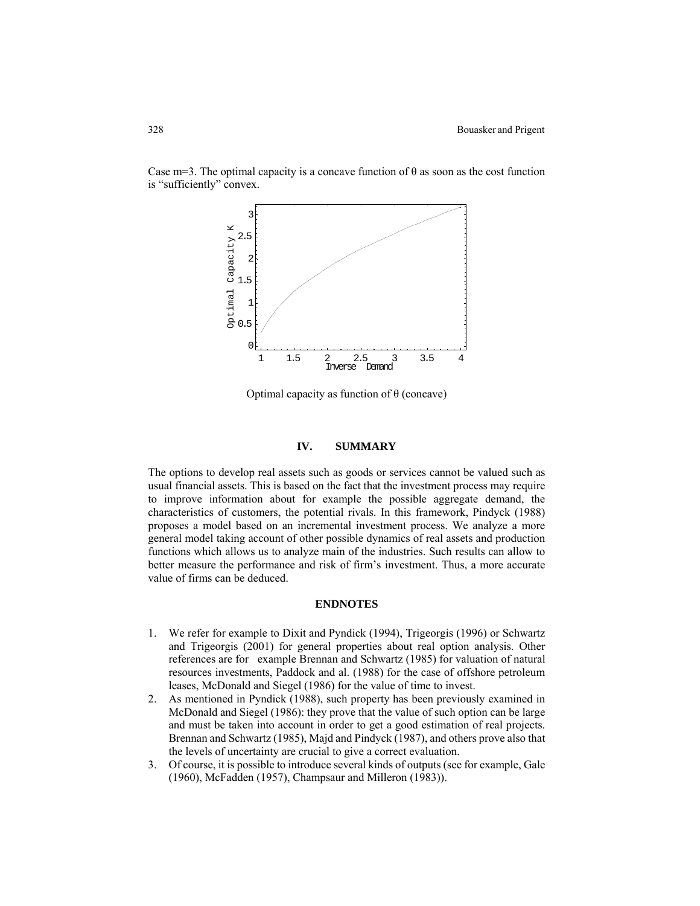Case m=3. The optimal capacity is a concave function of $\theta$ as soon as the cost function is "sufficiently" convex.

Optimal capacity as function of $\theta$ (concave)

## IV. SUMMARY

The options to develop real assets such as goods or services cannot be valued such as usual financial assets. This is based on the fact that the investment process may require to improve information about for example the possible aggregate demand, the characteristics of customers, the potential rivals. In this framework, Pindyck (1988) proposes a model based on an incremental investment process. We analyze a more general model taking account of other possible dynamics of real assets and production functions which allows us to analyze main of the industries. Such results can allow to better measure the performance and risk of firm's investment. Thus, a more accurate value of firms can be deduced.

## ENDNOTES

1. We refer for example to Dixit and Pyndick (1994), Trigeorgis (1996) or Schwartz and Trigeorgis (2001) for general properties about real option analysis. Other references are for example Brennan and Schwartz (1985) for valuation of natural resources investments, Paddock and al. (1988) for the case of offshore petroleum leases, McDonald and Siegel (1986) for the value of time to invest.
2. As mentioned in Pyndick (1988), such property has been previously examined in McDonald and Siegel (1986): they prove that the value of such option can be large and must be taken into account in order to get a good estimation of real projects. Brennan and Schwartz (1985), Majd and Pindyck (1987), and others prove also that the levels of uncertainty are crucial to give a correct evaluation.
3. Of course, it is possible to introduce several kinds of outputs (see for example, Gale (1960), McFadden (1957), Champsaur and Milleron (1983)).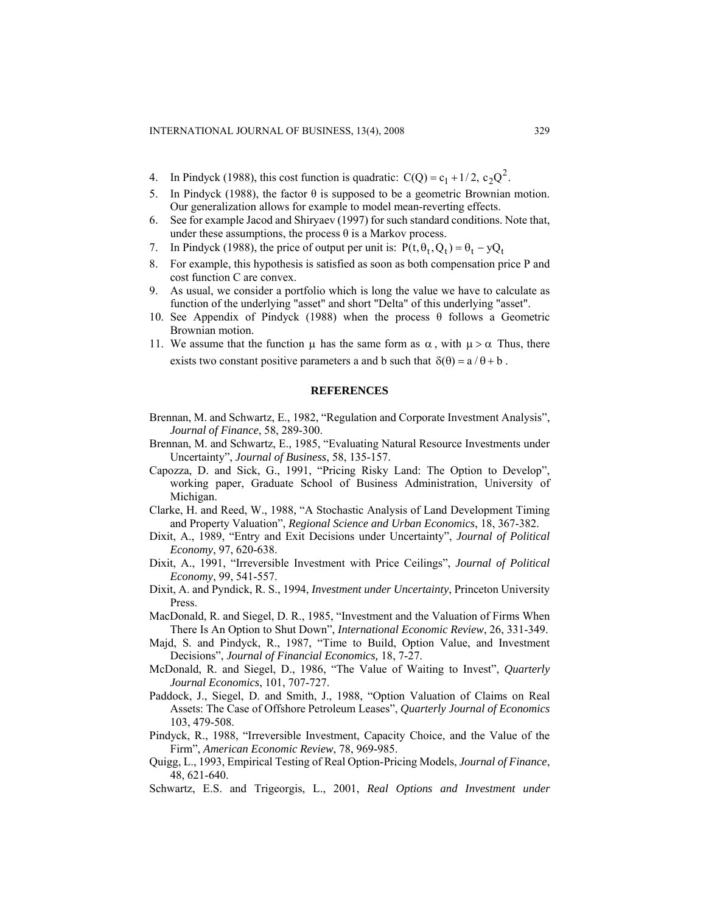4. In Pindyck (1988), this cost function is quadratic: $C(Q) = c_1 + 1/2,\ c_2 Q^2$.
5. In Pindyck (1988), the factor $\theta$ is supposed to be a geometric Brownian motion. Our generalization allows for example to model mean-reverting effects.
6. See for example Jacod and Shiryaev (1997) for such standard conditions. Note that, under these assumptions, the process $\theta$ is a Markov process.
7. In Pindyck (1988), the price of output per unit is: $P(t, \theta_t, Q_t) = \theta_t - yQ_t$
8. For example, this hypothesis is satisfied as soon as both compensation price P and cost function C are convex.
9. As usual, we consider a portfolio which is long the value we have to calculate as function of the underlying "asset" and short "Delta" of this underlying "asset".
10. See Appendix of Pindyck (1988) when the process $\theta$ follows a Geometric Brownian motion.
11. We assume that the function $\mu$ has the same form as $\alpha$, with $\mu > \alpha$ Thus, there exists two constant positive parameters a and b such that $\delta(\theta) = a/\theta + b$.

## REFERENCES

Brennan, M. and Schwartz, E., 1982, "Regulation and Corporate Investment Analysis", *Journal of Finance*, 58, 289-300.

Brennan, M. and Schwartz, E., 1985, "Evaluating Natural Resource Investments under Uncertainty", *Journal of Business*, 58, 135-157.

Capozza, D. and Sick, G., 1991, "Pricing Risky Land: The Option to Develop", working paper, Graduate School of Business Administration, University of Michigan.

Clarke, H. and Reed, W., 1988, "A Stochastic Analysis of Land Development Timing and Property Valuation", *Regional Science and Urban Economics*, 18, 367-382.

Dixit, A., 1989, "Entry and Exit Decisions under Uncertainty", *Journal of Political Economy*, 97, 620-638.

Dixit, A., 1991, "Irreversible Investment with Price Ceilings", *Journal of Political Economy*, 99, 541-557.

Dixit, A. and Pyndick, R. S., 1994, *Investment under Uncertainty*, Princeton University Press.

MacDonald, R. and Siegel, D. R., 1985, "Investment and the Valuation of Firms When There Is An Option to Shut Down", *International Economic Review*, 26, 331-349.

Majd, S. and Pindyck, R., 1987, "Time to Build, Option Value, and Investment Decisions", *Journal of Financial Economics,* 18, 7-27.

McDonald, R. and Siegel, D., 1986, "The Value of Waiting to Invest", *Quarterly Journal Economics*, 101, 707-727.

Paddock, J., Siegel, D. and Smith, J., 1988, "Option Valuation of Claims on Real Assets: The Case of Offshore Petroleum Leases", *Quarterly Journal of Economics* 103, 479-508.

Pindyck, R., 1988, "Irreversible Investment, Capacity Choice, and the Value of the Firm", *American Economic Review*, 78, 969-985.

Quigg, L., 1993, Empirical Testing of Real Option-Pricing Models, *Journal of Finance*, 48, 621-640.

Schwartz, E.S. and Trigeorgis, L., 2001, *Real Options and Investment under*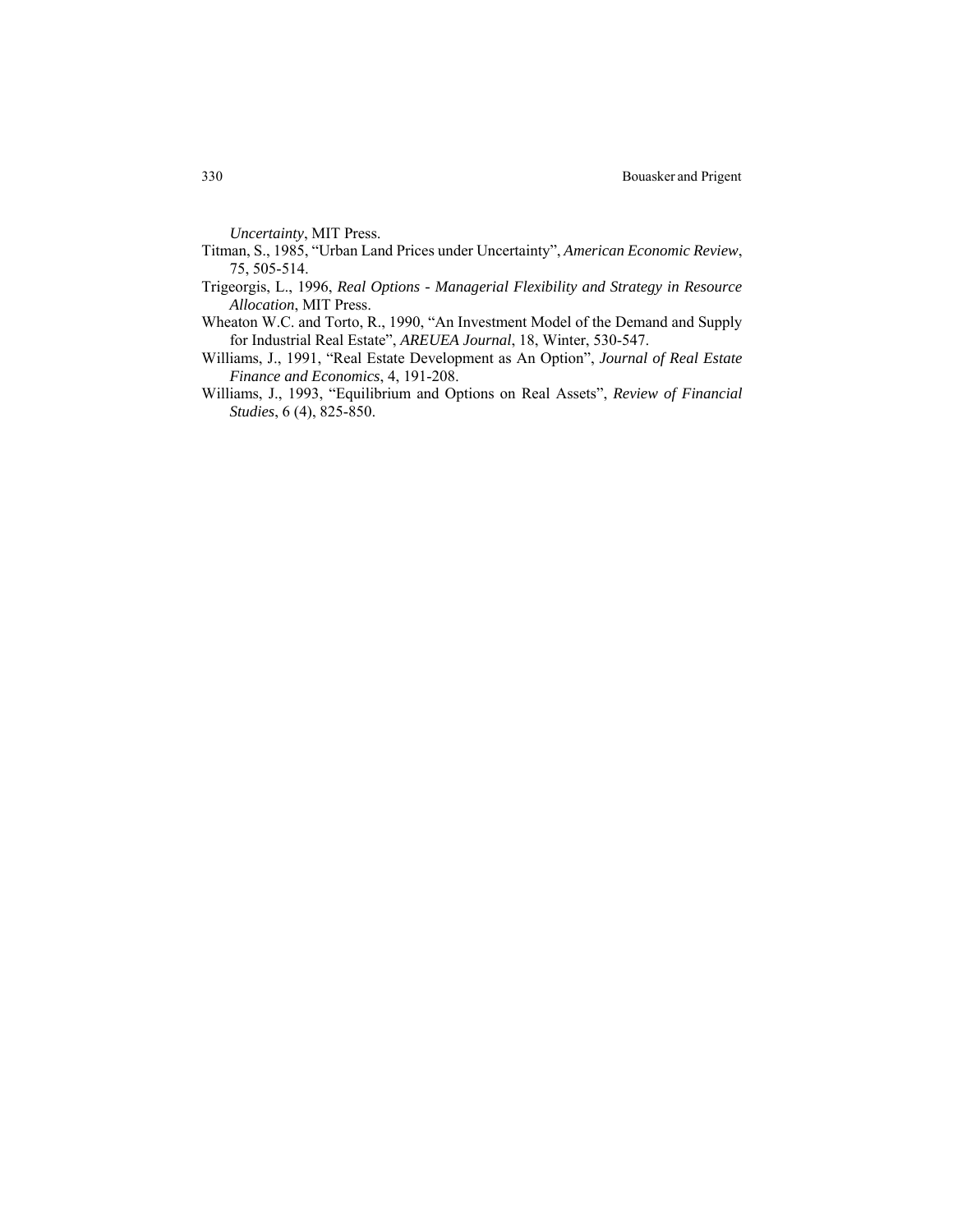*Uncertainty*, MIT Press.

Titman, S., 1985, "Urban Land Prices under Uncertainty", *American Economic Review*, 75, 505-514.

Trigeorgis, L., 1996, *Real Options - Managerial Flexibility and Strategy in Resource Allocation*, MIT Press.

Wheaton W.C. and Torto, R., 1990, "An Investment Model of the Demand and Supply for Industrial Real Estate", *AREUEA Journal*, 18, Winter, 530-547.

Williams, J., 1991, "Real Estate Development as An Option", *Journal of Real Estate Finance and Economics*, 4, 191-208.

Williams, J., 1993, "Equilibrium and Options on Real Assets", *Review of Financial Studies*, 6 (4), 825-850.